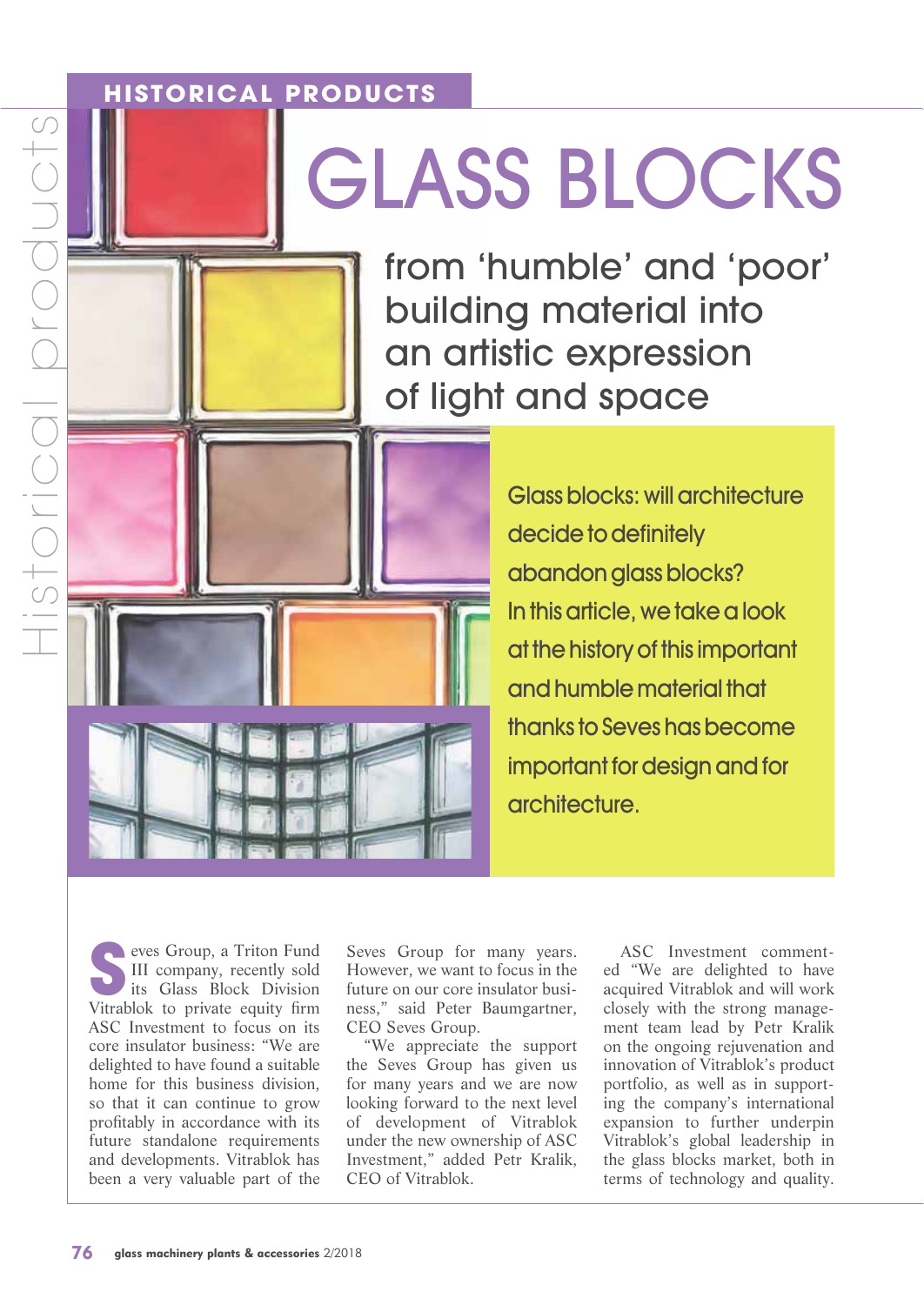HISTORICAL PRODUCTS

# GLASS BLOCKS

## from 'humble' and 'poor' building material into an artistic expression of light and space

Glass blocks: will architecture decide to definitely abandon glass blocks? In this article, we take a look at the history of this important and humble material that thanks to Seves has become important for design and for architecture.

Seves Group, a Triton Fund III company, recently sold its Glass Block Division Vitrablok to private equity firm ASC Investment to focus on its core insulator business: "We are delighted to have found a suitable home for this business division, so that it can continue to grow profitably in accordance with its future standalone requirements and developments. Vitrablok has been a very valuable part of the Seves Group for many years. However, we want to focus in the future on our core insulator business," said Peter Baumgartner, CEO Seves Group.

"We appreciate the support the Seves Group has given us for many years and we are now looking forward to the next level of development of Vitrablok under the new ownership of ASC Investment," added Petr Kralik, CEO of Vitrablok.

ASC Investment commented "We are delighted to have acquired Vitrablok and will work closely with the strong management team lead by Petr Kralik on the ongoing rejuvenation and innovation of Vitrablok's product portfolio, as well as in supporting the company's international expansion to further underpin Vitrablok's global leadership in the glass blocks market, both in terms of technology and quality.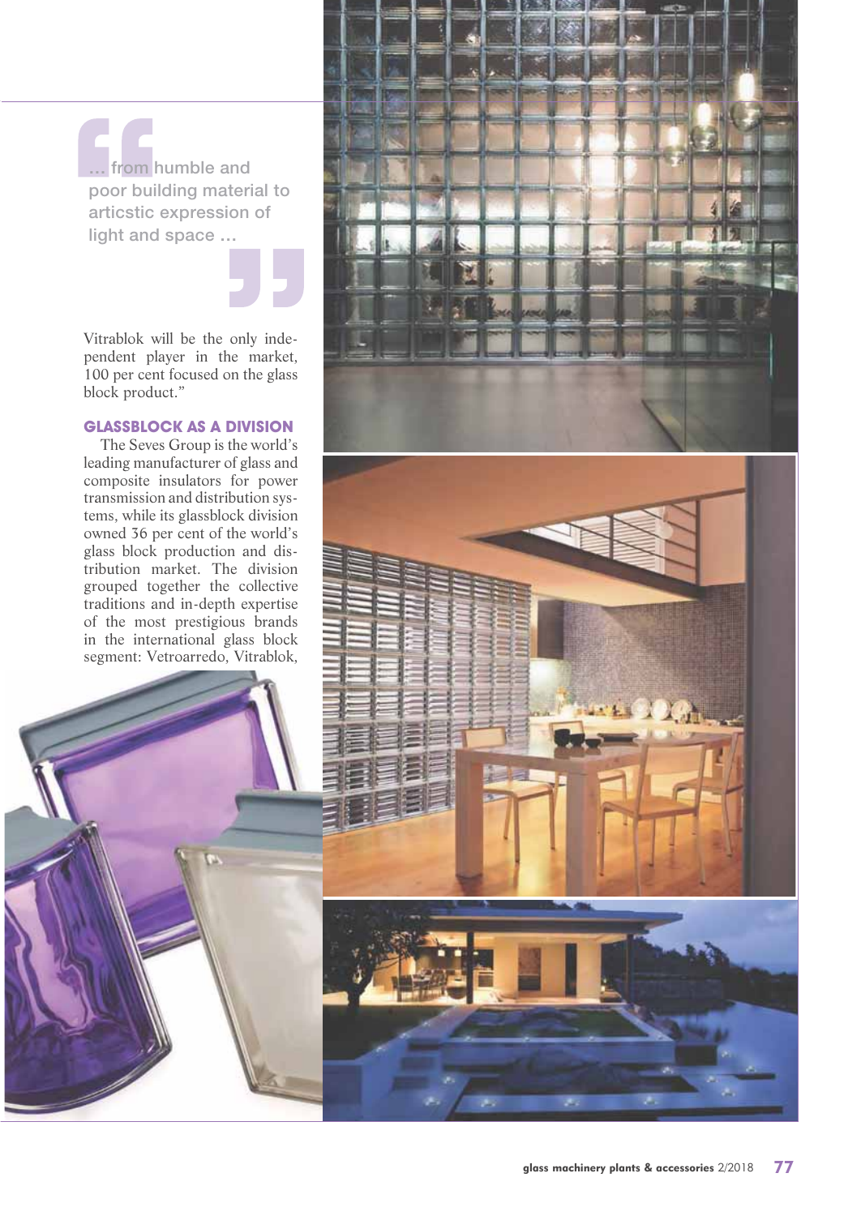> ... from humble and poor building material to articstic expression of light and space ...

Vitrablok will be the only independent player in the market, 100 per cent focused on the glass block product."

### GLASSBLOCK AS A DIVISION

The Seves Group is the world's leading manufacturer of glass and composite insulators for power transmission and distribution systems, while its glassblock division owned 36 per cent of the world's glass block production and distribution market. The division grouped together the collective traditions and in-depth expertise of the most prestigious brands in the international glass block segment: Vetroarredo, Vitrablok,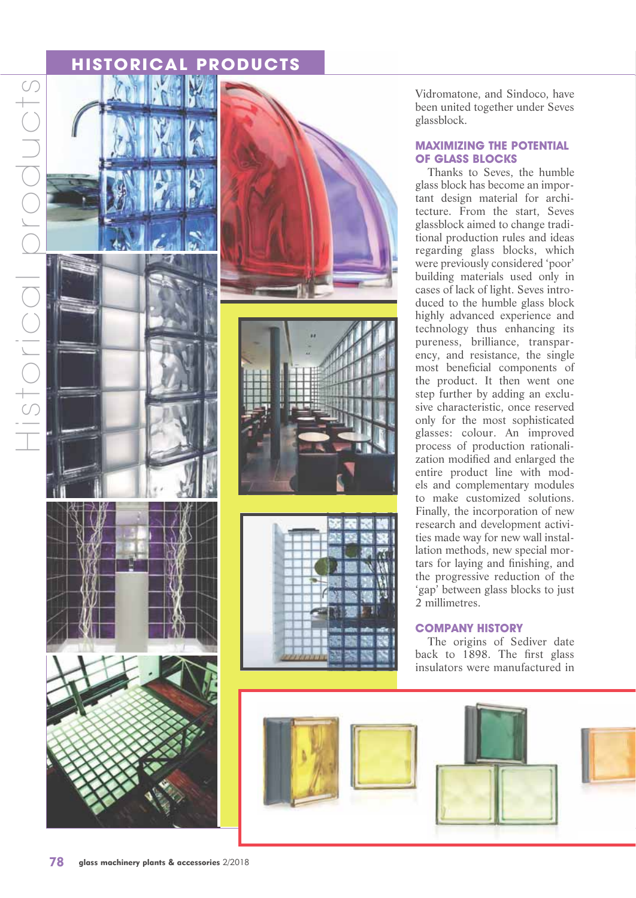Vidromatone, and Sindoco, have been united together under Seves glassblock.

## MAXIMIZING THE POTENTIAL OF GLASS BLOCKS

Thanks to Seves, the humble glass block has become an important design material for architecture. From the start, Seves glassblock aimed to change traditional production rules and ideas regarding glass blocks, which were previously considered 'poor' building materials used only in cases of lack of light. Seves introduced to the humble glass block highly advanced experience and technology thus enhancing its pureness, brilliance, transparency, and resistance, the single most beneficial components of the product. It then went one step further by adding an exclusive characteristic, once reserved only for the most sophisticated glasses: colour. An improved process of production rationalization modified and enlarged the entire product line with models and complementary modules to make customized solutions. Finally, the incorporation of new research and development activities made way for new wall installation methods, new special mortars for laying and finishing, and the progressive reduction of the 'gap' between glass blocks to just 2 millimetres.

## COMPANY HISTORY

The origins of Sediver date back to 1898. The first glass insulators were manufactured in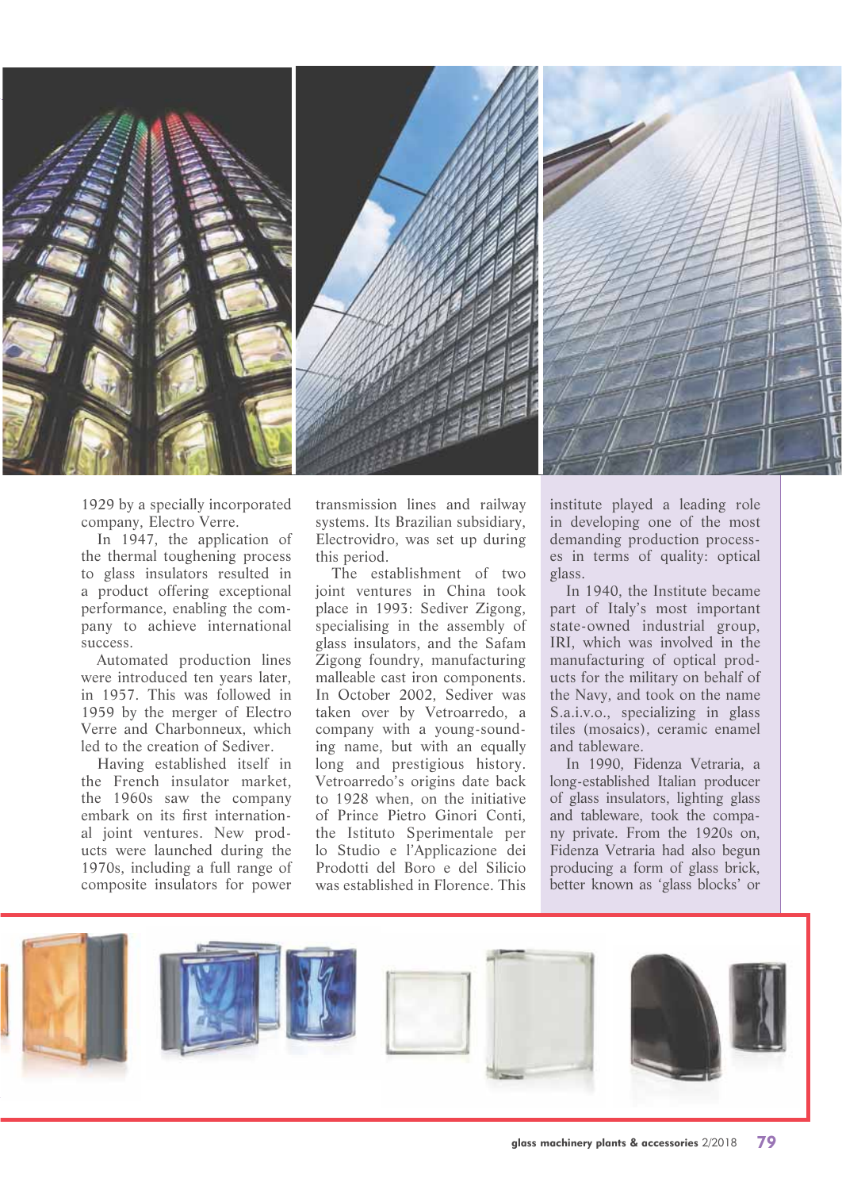1929 by a specially incorporated company, Electro Verre.

In 1947, the application of the thermal toughening process to glass insulators resulted in a product offering exceptional performance, enabling the company to achieve international success.

Automated production lines were introduced ten years later, in 1957. This was followed in 1959 by the merger of Electro Verre and Charbonneux, which led to the creation of Sediver.

Having established itself in the French insulator market, the 1960s saw the company embark on its first international joint ventures. New products were launched during the 1970s, including a full range of composite insulators for power transmission lines and railway systems. Its Brazilian subsidiary, Electrovidro, was set up during this period.

The establishment of two joint ventures in China took place in 1993: Sediver Zigong, specialising in the assembly of glass insulators, and the Safam Zigong foundry, manufacturing malleable cast iron components. In October 2002, Sediver was taken over by Vetroarredo, a company with a young-sounding name, but with an equally long and prestigious history. Vetroarredo's origins date back to 1928 when, on the initiative of Prince Pietro Ginori Conti, the Istituto Sperimentale per lo Studio e l'Applicazione dei Prodotti del Boro e del Silicio was established in Florence. This institute played a leading role in developing one of the most demanding production processes in terms of quality: optical glass.

In 1940, the Institute became part of Italy's most important state-owned industrial group, IRI, which was involved in the manufacturing of optical products for the military on behalf of the Navy, and took on the name S.a.i.v.o., specializing in glass tiles (mosaics), ceramic enamel and tableware.

In 1990, Fidenza Vetraria, a long-established Italian producer of glass insulators, lighting glass and tableware, took the company private. From the 1920s on, Fidenza Vetraria had also begun producing a form of glass brick, better known as 'glass blocks' or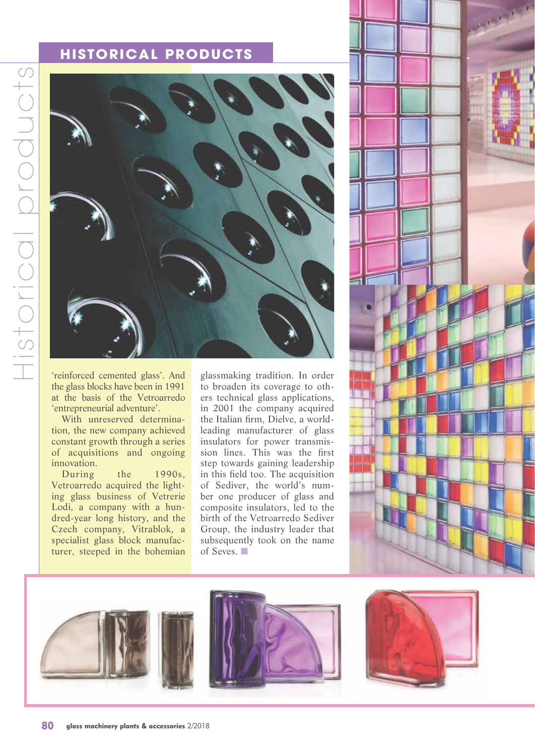## HISTORICAL PRODUCTS

'reinforced cemented glass'. And the glass blocks have been in 1991 at the basis of the Vetroarredo 'entrepreneurial adventure'.

With unreserved determination, the new company achieved constant growth through a series of acquisitions and ongoing innovation.

During the 1990s, Vetroarredo acquired the lighting glass business of Vetrerie Lodi, a company with a hundred-year long history, and the Czech company, Vitrablok, a specialist glass block manufacturer, steeped in the bohemian glassmaking tradition. In order to broaden its coverage to others technical glass applications, in 2001 the company acquired the Italian firm, Dielve, a world-leading manufacturer of glass insulators for power transmission lines. This was the first step towards gaining leadership in this field too. The acquisition of Sediver, the world's number one producer of glass and composite insulators, led to the birth of the Vetroarredo Sediver Group, the industry leader that subsequently took on the name of Seves.